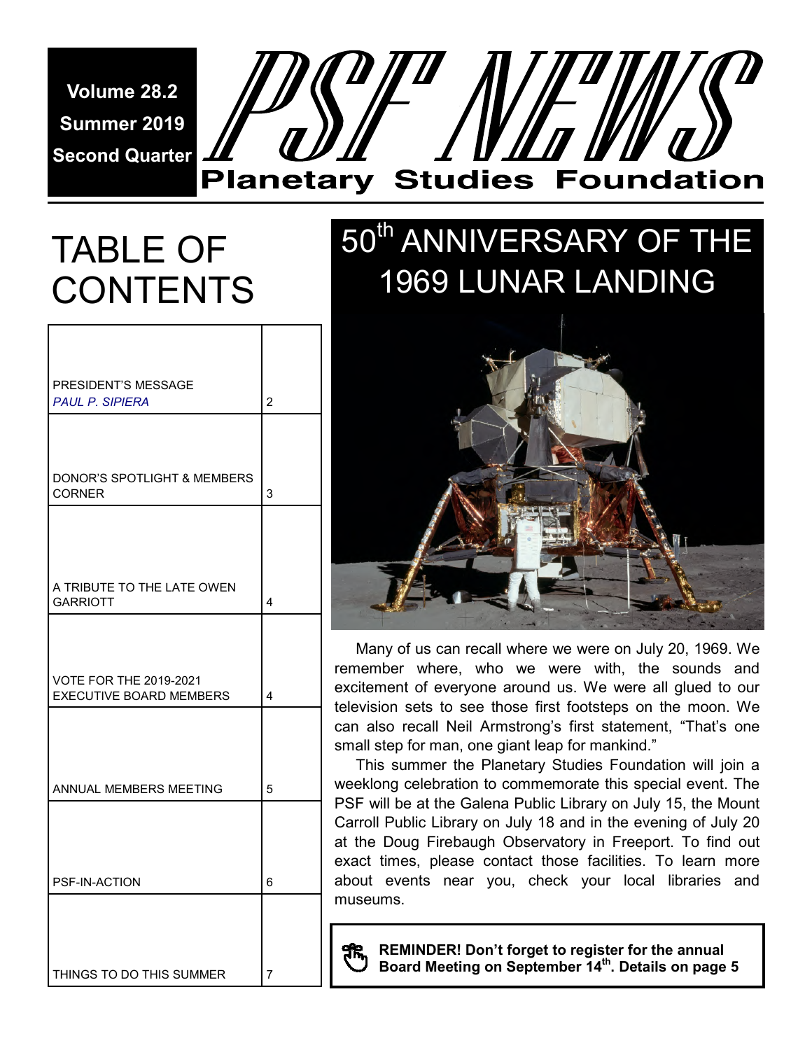Volume 28.2

Summer 2019

Second Quarter

# PSF NEWS

## Planetary Studies Foundation

## TABLE OF CONTENTS

| | |
|---|---|
| PRESIDENT'S MESSAGE *PAUL P. SIPIERA* | 2 |
| DONOR'S SPOTLIGHT & MEMBERS CORNER | 3 |
| A TRIBUTE TO THE LATE OWEN GARRIOTT | 4 |
| VOTE FOR THE 2019-2021 EXECUTIVE BOARD MEMBERS | 4 |
| ANNUAL MEMBERS MEETING | 5 |
| PSF-IN-ACTION | 6 |
| THINGS TO DO THIS SUMMER | 7 |

## 50th ANNIVERSARY OF THE 1969 LUNAR LANDING

Many of us can recall where we were on July 20, 1969. We remember where, who we were with, the sounds and excitement of everyone around us. We were all glued to our television sets to see those first footsteps on the moon. We can also recall Neil Armstrong's first statement, "That's one small step for man, one giant leap for mankind."

This summer the Planetary Studies Foundation will join a weeklong celebration to commemorate this special event. The PSF will be at the Galena Public Library on July 15, the Mount Carroll Public Library on July 18 and in the evening of July 20 at the Doug Firebaugh Observatory in Freeport. To find out exact times, please contact those facilities. To learn more about events near you, check your local libraries and museums.

**REMINDER! Don't forget to register for the annual Board Meeting on September 14th. Details on page 5**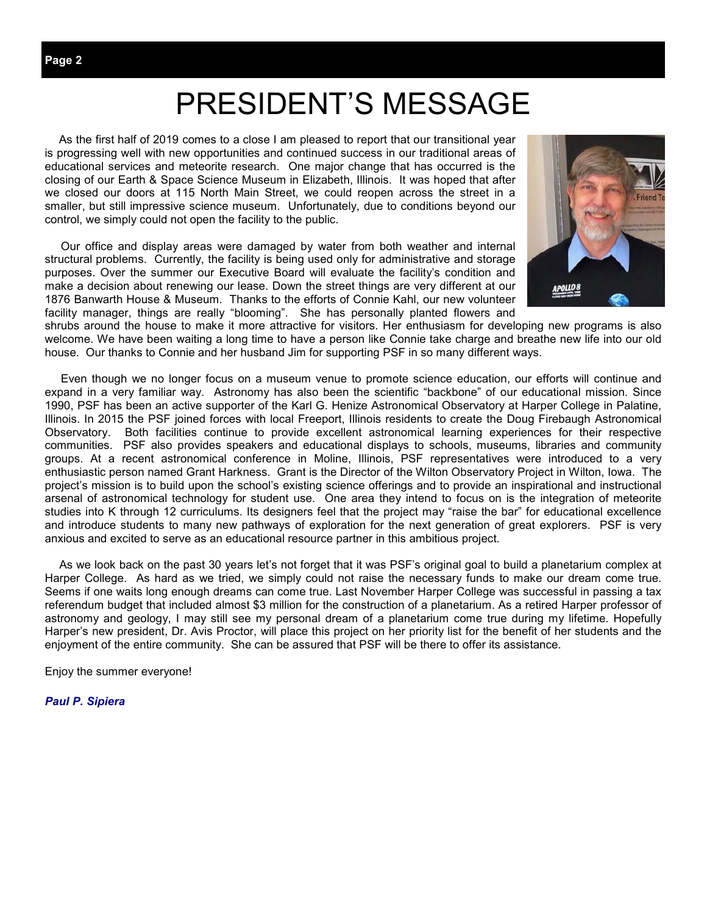# PRESIDENT'S MESSAGE

As the first half of 2019 comes to a close I am pleased to report that our transitional year is progressing well with new opportunities and continued success in our traditional areas of educational services and meteorite research. One major change that has occurred is the closing of our Earth & Space Science Museum in Elizabeth, Illinois. It was hoped that after we closed our doors at 115 North Main Street, we could reopen across the street in a smaller, but still impressive science museum. Unfortunately, due to conditions beyond our control, we simply could not open the facility to the public.

Our office and display areas were damaged by water from both weather and internal structural problems. Currently, the facility is being used only for administrative and storage purposes. Over the summer our Executive Board will evaluate the facility's condition and make a decision about renewing our lease. Down the street things are very different at our 1876 Banwarth House & Museum. Thanks to the efforts of Connie Kahl, our new volunteer facility manager, things are really "blooming". She has personally planted flowers and shrubs around the house to make it more attractive for visitors. Her enthusiasm for developing new programs is also welcome. We have been waiting a long time to have a person like Connie take charge and breathe new life into our old house. Our thanks to Connie and her husband Jim for supporting PSF in so many different ways.

Even though we no longer focus on a museum venue to promote science education, our efforts will continue and expand in a very familiar way. Astronomy has also been the scientific "backbone" of our educational mission. Since 1990, PSF has been an active supporter of the Karl G. Henize Astronomical Observatory at Harper College in Palatine, Illinois. In 2015 the PSF joined forces with local Freeport, Illinois residents to create the Doug Firebaugh Astronomical Observatory. Both facilities continue to provide excellent astronomical learning experiences for their respective communities. PSF also provides speakers and educational displays to schools, museums, libraries and community groups. At a recent astronomical conference in Moline, Illinois, PSF representatives were introduced to a very enthusiastic person named Grant Harkness. Grant is the Director of the Wilton Observatory Project in Wilton, Iowa. The project's mission is to build upon the school's existing science offerings and to provide an inspirational and instructional arsenal of astronomical technology for student use. One area they intend to focus on is the integration of meteorite studies into K through 12 curriculums. Its designers feel that the project may "raise the bar" for educational excellence and introduce students to many new pathways of exploration for the next generation of great explorers. PSF is very anxious and excited to serve as an educational resource partner in this ambitious project.

As we look back on the past 30 years let's not forget that it was PSF's original goal to build a planetarium complex at Harper College. As hard as we tried, we simply could not raise the necessary funds to make our dream come true. Seems if one waits long enough dreams can come true. Last November Harper College was successful in passing a tax referendum budget that included almost $3 million for the construction of a planetarium. As a retired Harper professor of astronomy and geology, I may still see my personal dream of a planetarium come true during my lifetime. Hopefully Harper's new president, Dr. Avis Proctor, will place this project on her priority list for the benefit of her students and the enjoyment of the entire community. She can be assured that PSF will be there to offer its assistance.

Enjoy the summer everyone!

***Paul P. Sipiera***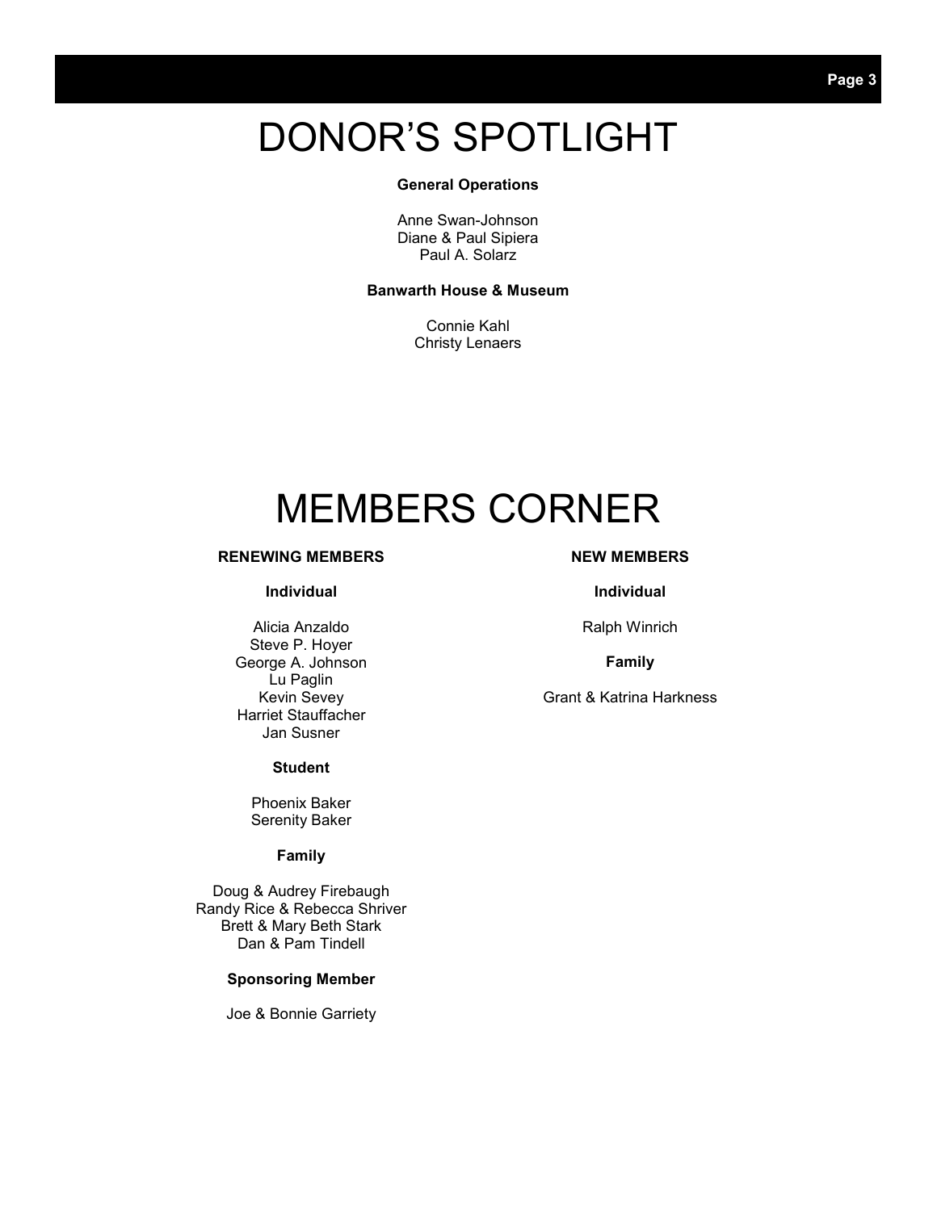# DONOR'S SPOTLIGHT

**General Operations**

Anne Swan-Johnson
Diane & Paul Sipiera
Paul A. Solarz

**Banwarth House & Museum**

Connie Kahl
Christy Lenaers

# MEMBERS CORNER

## RENEWING MEMBERS

**Individual**

Alicia Anzaldo
Steve P. Hoyer
George A. Johnson
Lu Paglin
Kevin Sevey
Harriet Stauffacher
Jan Susner

**Student**

Phoenix Baker
Serenity Baker

**Family**

Doug & Audrey Firebaugh
Randy Rice & Rebecca Shriver
Brett & Mary Beth Stark
Dan & Pam Tindell

**Sponsoring Member**

Joe & Bonnie Garriety

## NEW MEMBERS

**Individual**

Ralph Winrich

**Family**

Grant & Katrina Harkness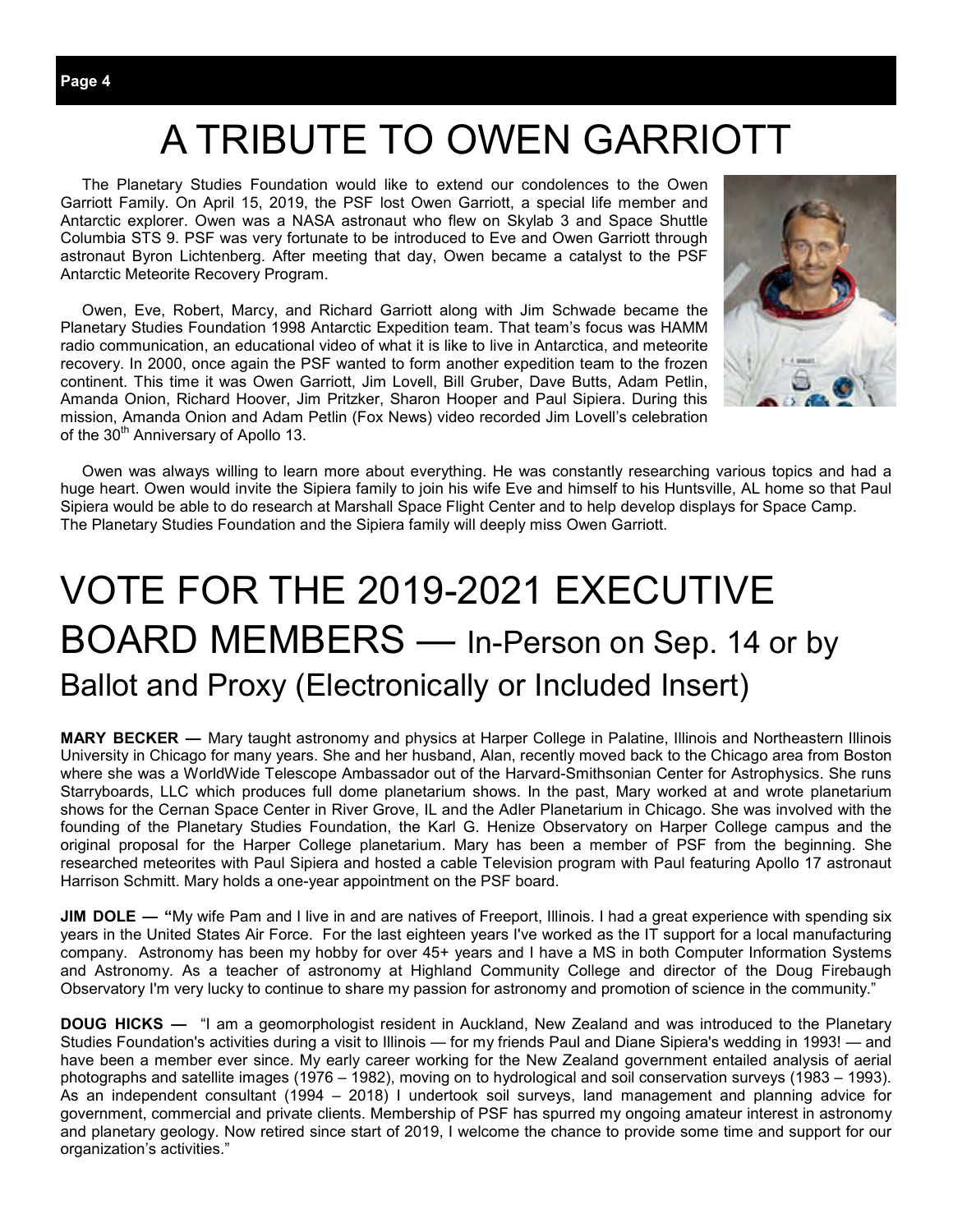# A TRIBUTE TO OWEN GARRIOTT

The Planetary Studies Foundation would like to extend our condolences to the Owen Garriott Family. On April 15, 2019, the PSF lost Owen Garriott, a special life member and Antarctic explorer. Owen was a NASA astronaut who flew on Skylab 3 and Space Shuttle Columbia STS 9. PSF was very fortunate to be introduced to Eve and Owen Garriott through astronaut Byron Lichtenberg. After meeting that day, Owen became a catalyst to the PSF Antarctic Meteorite Recovery Program.

Owen, Eve, Robert, Marcy, and Richard Garriott along with Jim Schwade became the Planetary Studies Foundation 1998 Antarctic Expedition team. That team's focus was HAMM radio communication, an educational video of what it is like to live in Antarctica, and meteorite recovery. In 2000, once again the PSF wanted to form another expedition team to the frozen continent. This time it was Owen Garriott, Jim Lovell, Bill Gruber, Dave Butts, Adam Petlin, Amanda Onion, Richard Hoover, Jim Pritzker, Sharon Hooper and Paul Sipiera. During this mission, Amanda Onion and Adam Petlin (Fox News) video recorded Jim Lovell's celebration of the 30th Anniversary of Apollo 13.

Owen was always willing to learn more about everything. He was constantly researching various topics and had a huge heart. Owen would invite the Sipiera family to join his wife Eve and himself to his Huntsville, AL home so that Paul Sipiera would be able to do research at Marshall Space Flight Center and to help develop displays for Space Camp. The Planetary Studies Foundation and the Sipiera family will deeply miss Owen Garriott.

# VOTE FOR THE 2019-2021 EXECUTIVE BOARD MEMBERS — In-Person on Sep. 14 or by Ballot and Proxy (Electronically or Included Insert)

**MARY BECKER —** Mary taught astronomy and physics at Harper College in Palatine, Illinois and Northeastern Illinois University in Chicago for many years. She and her husband, Alan, recently moved back to the Chicago area from Boston where she was a WorldWide Telescope Ambassador out of the Harvard-Smithsonian Center for Astrophysics. She runs Starryboards, LLC which produces full dome planetarium shows. In the past, Mary worked at and wrote planetarium shows for the Cernan Space Center in River Grove, IL and the Adler Planetarium in Chicago. She was involved with the founding of the Planetary Studies Foundation, the Karl G. Henize Observatory on Harper College campus and the original proposal for the Harper College planetarium. Mary has been a member of PSF from the beginning. She researched meteorites with Paul Sipiera and hosted a cable Television program with Paul featuring Apollo 17 astronaut Harrison Schmitt. Mary holds a one-year appointment on the PSF board.

**JIM DOLE — "**My wife Pam and I live in and are natives of Freeport, Illinois. I had a great experience with spending six years in the United States Air Force. For the last eighteen years I've worked as the IT support for a local manufacturing company. Astronomy has been my hobby for over 45+ years and I have a MS in both Computer Information Systems and Astronomy. As a teacher of astronomy at Highland Community College and director of the Doug Firebaugh Observatory I'm very lucky to continue to share my passion for astronomy and promotion of science in the community."

**DOUG HICKS —** "I am a geomorphologist resident in Auckland, New Zealand and was introduced to the Planetary Studies Foundation's activities during a visit to Illinois — for my friends Paul and Diane Sipiera's wedding in 1993! — and have been a member ever since. My early career working for the New Zealand government entailed analysis of aerial photographs and satellite images (1976 – 1982), moving on to hydrological and soil conservation surveys (1983 – 1993). As an independent consultant (1994 – 2018) I undertook soil surveys, land management and planning advice for government, commercial and private clients. Membership of PSF has spurred my ongoing amateur interest in astronomy and planetary geology. Now retired since start of 2019, I welcome the chance to provide some time and support for our organization's activities."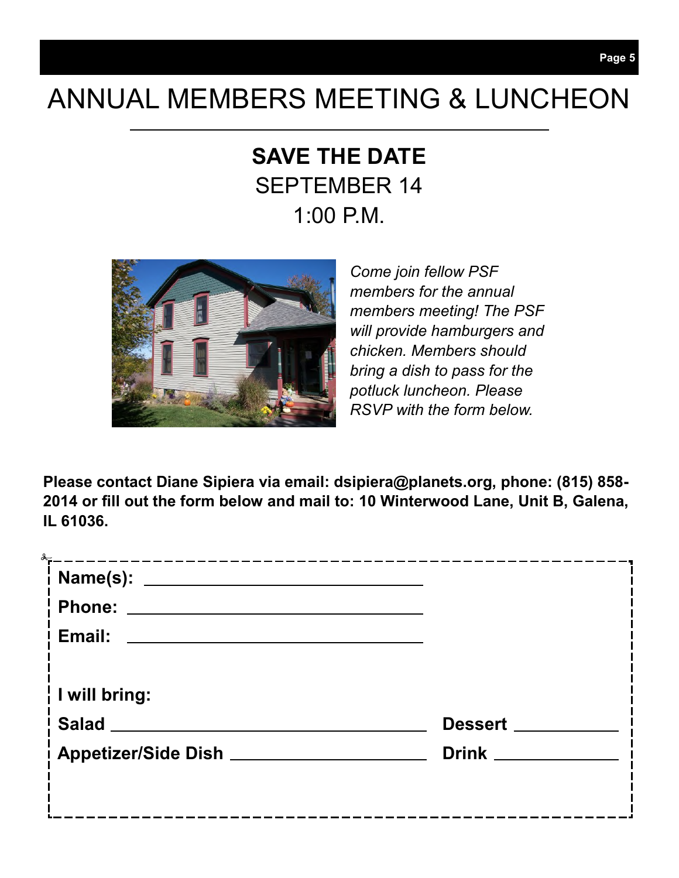# ANNUAL MEMBERS MEETING & LUNCHEON

## SAVE THE DATE

SEPTEMBER 14

1:00 P.M.

*Come join fellow PSF members for the annual members meeting! The PSF will provide hamburgers and chicken. Members should bring a dish to pass for the potluck luncheon. Please RSVP with the form below.*

**Please contact Diane Sipiera via email: dsipiera@planets.org, phone: (815) 858-2014 or fill out the form below and mail to: 10 Winterwood Lane, Unit B, Galena, IL 61036.**

---

**Name(s):** ______________________________

**Phone:** ______________________________

**Email:** ______________________________

**I will bring:**

**Salad** ______________________________ **Dessert** ______________

**Appetizer/Side Dish** ______________________ **Drink** ______________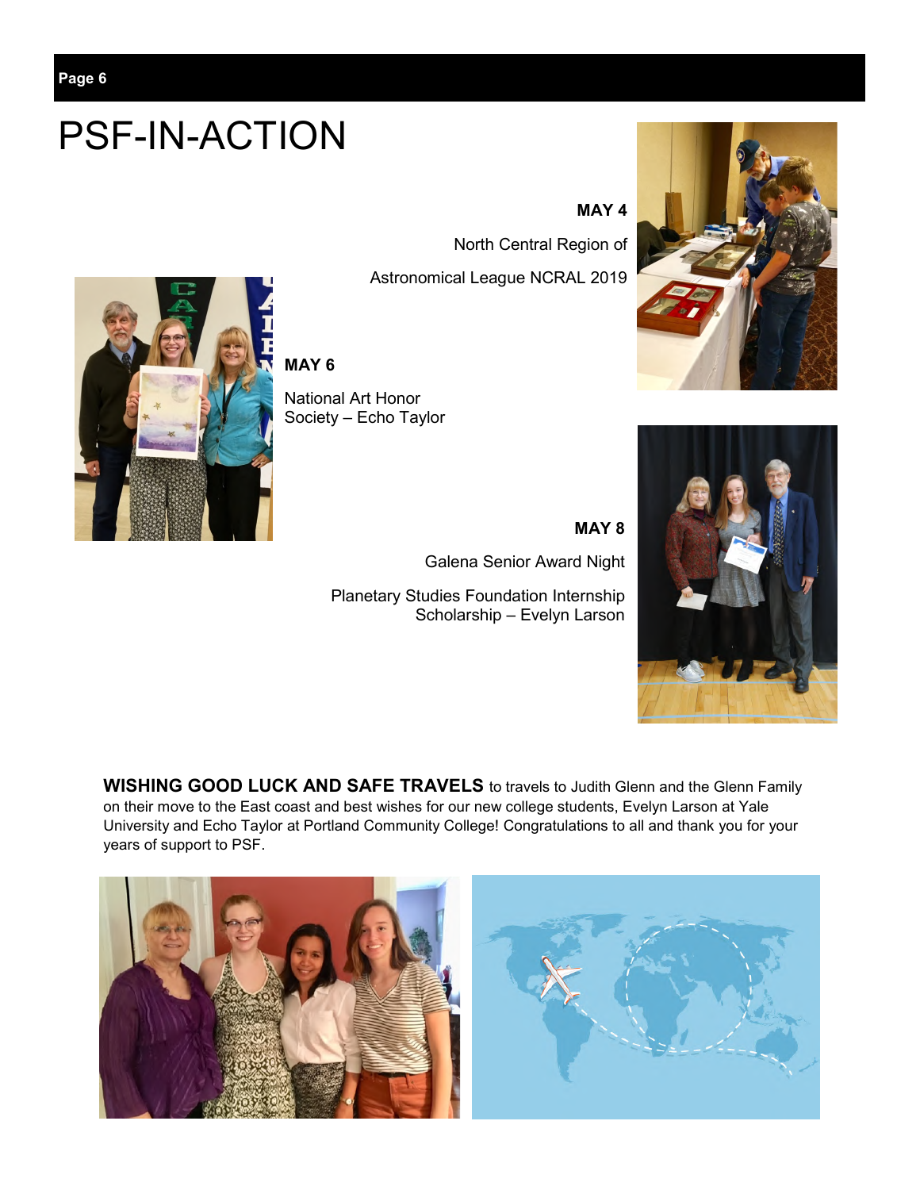# PSF-IN-ACTION

**MAY 4**

North Central Region of Astronomical League NCRAL 2019

**MAY 6**

National Art Honor Society – Echo Taylor

**MAY 8**

Galena Senior Award Night

Planetary Studies Foundation Internship Scholarship – Evelyn Larson

**WISHING GOOD LUCK AND SAFE TRAVELS** to travels to Judith Glenn and the Glenn Family on their move to the East coast and best wishes for our new college students, Evelyn Larson at Yale University and Echo Taylor at Portland Community College! Congratulations to all and thank you for your years of support to PSF.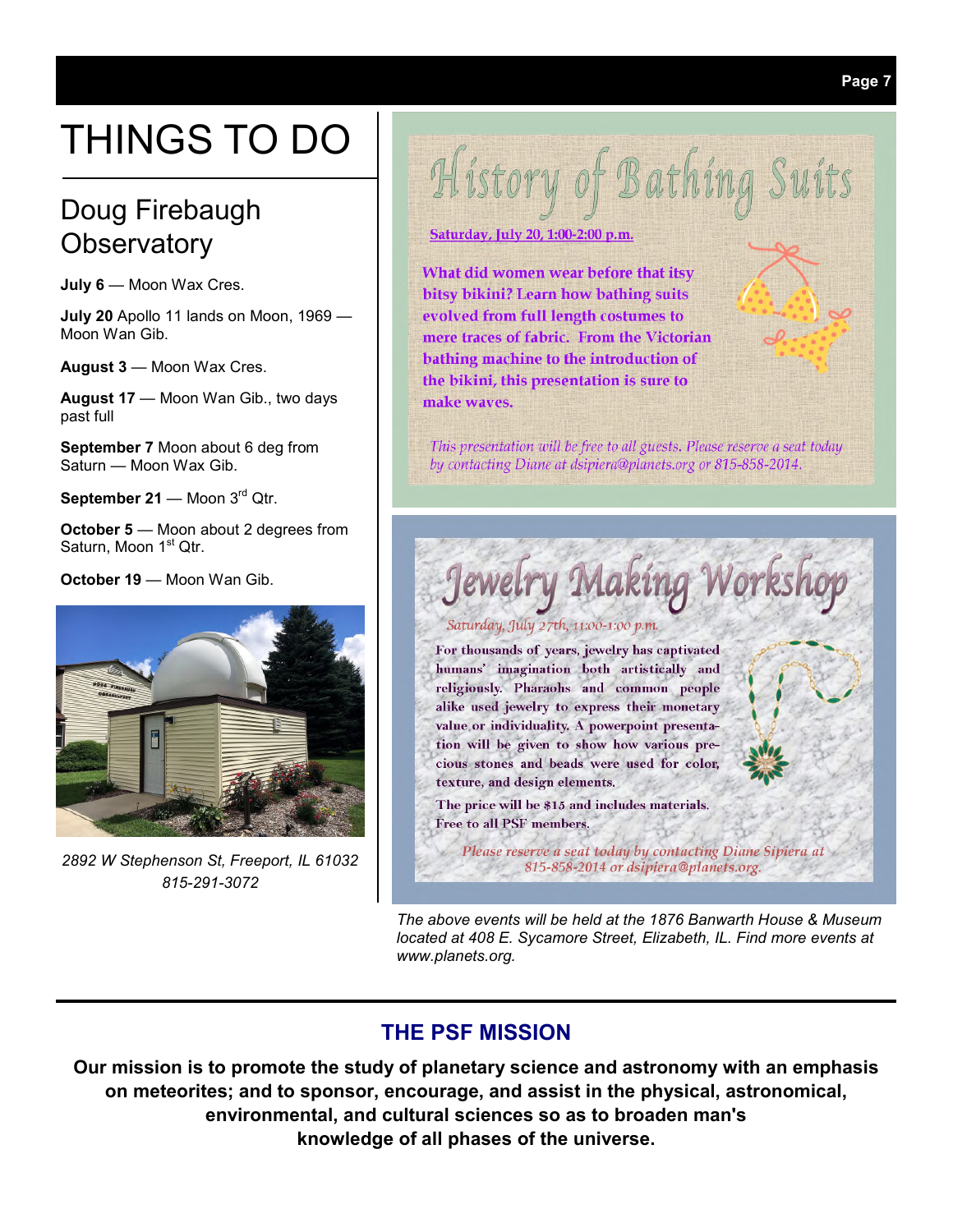# THINGS TO DO

## Doug Firebaugh Observatory

**July 6** — Moon Wax Cres.

**July 20** Apollo 11 lands on Moon, 1969 — Moon Wan Gib.

**August 3** — Moon Wax Cres.

**August 17** — Moon Wan Gib., two days past full

**September 7** Moon about 6 deg from Saturn — Moon Wax Gib.

**September 21** — Moon 3rd Qtr.

**October 5** — Moon about 2 degrees from Saturn, Moon 1st Qtr.

**October 19** — Moon Wan Gib.

*2892 W Stephenson St, Freeport, IL 61032*
*815-291-3072*

## History of Bathing Suits

Saturday, July 20, 1:00-2:00 p.m.

What did women wear before that itsy bitsy bikini? Learn how bathing suits evolved from full length costumes to mere traces of fabric. From the Victorian bathing machine to the introduction of the bikini, this presentation is sure to make waves.

*This presentation will be free to all guests. Please reserve a seat today by contacting Diane at dsipiera@planets.org or 815-858-2014.*

## Jewelry Making Workshop

*Saturday, July 27th, 11:00-1:00 p.m.*

For thousands of years, jewelry has captivated humans' imagination both artistically and religiously. Pharaohs and common people alike used jewelry to express their monetary value or individuality. A powerpoint presentation will be given to show how various precious stones and beads were used for color, texture, and design elements.

The price will be $15 and includes materials. Free to all PSF members.

*Please reserve a seat today by contacting Diane Sipiera at 815-858-2014 or dsipiera@planets.org.*

*The above events will be held at the 1876 Banwarth House & Museum located at 408 E. Sycamore Street, Elizabeth, IL. Find more events at www.planets.org.*

## THE PSF MISSION

**Our mission is to promote the study of planetary science and astronomy with an emphasis on meteorites; and to sponsor, encourage, and assist in the physical, astronomical, environmental, and cultural sciences so as to broaden man's knowledge of all phases of the universe.**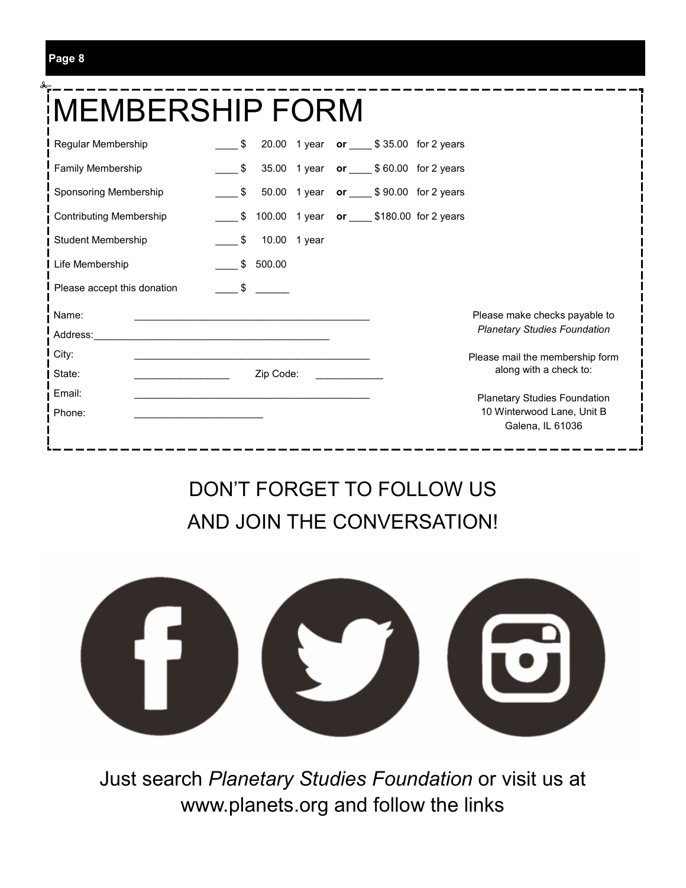# MEMBERSHIP FORM

| | | | |
|---|---|---|---|
| Regular Membership | ____ $ 20.00 1 year | **or** ____ $ 35.00 | for 2 years |
| Family Membership | ____ $ 35.00 1 year | **or** ____ $ 60.00 | for 2 years |
| Sponsoring Membership | ____ $ 50.00 1 year | **or** ____ $ 90.00 | for 2 years |
| Contributing Membership | ____ $ 100.00 1 year | **or** ____ $180.00 | for 2 years |
| Student Membership | ____ $ 10.00 1 year | | |
| Life Membership | ____ $ 500.00 | | |
| Please accept this donation | ____ $ ______ | | |

Name: ________________________________________

Address: ________________________________________

City: ________________________________________

State: ________________ Zip Code: ____________

Email: ________________________________________

Phone: ______________________

Please make checks payable to *Planetary Studies Foundation*

Please mail the membership form along with a check to:

Planetary Studies Foundation
10 Winterwood Lane, Unit B
Galena, IL 61036

DON'T FORGET TO FOLLOW US AND JOIN THE CONVERSATION!

Just search *Planetary Studies Foundation* or visit us at www.planets.org and follow the links